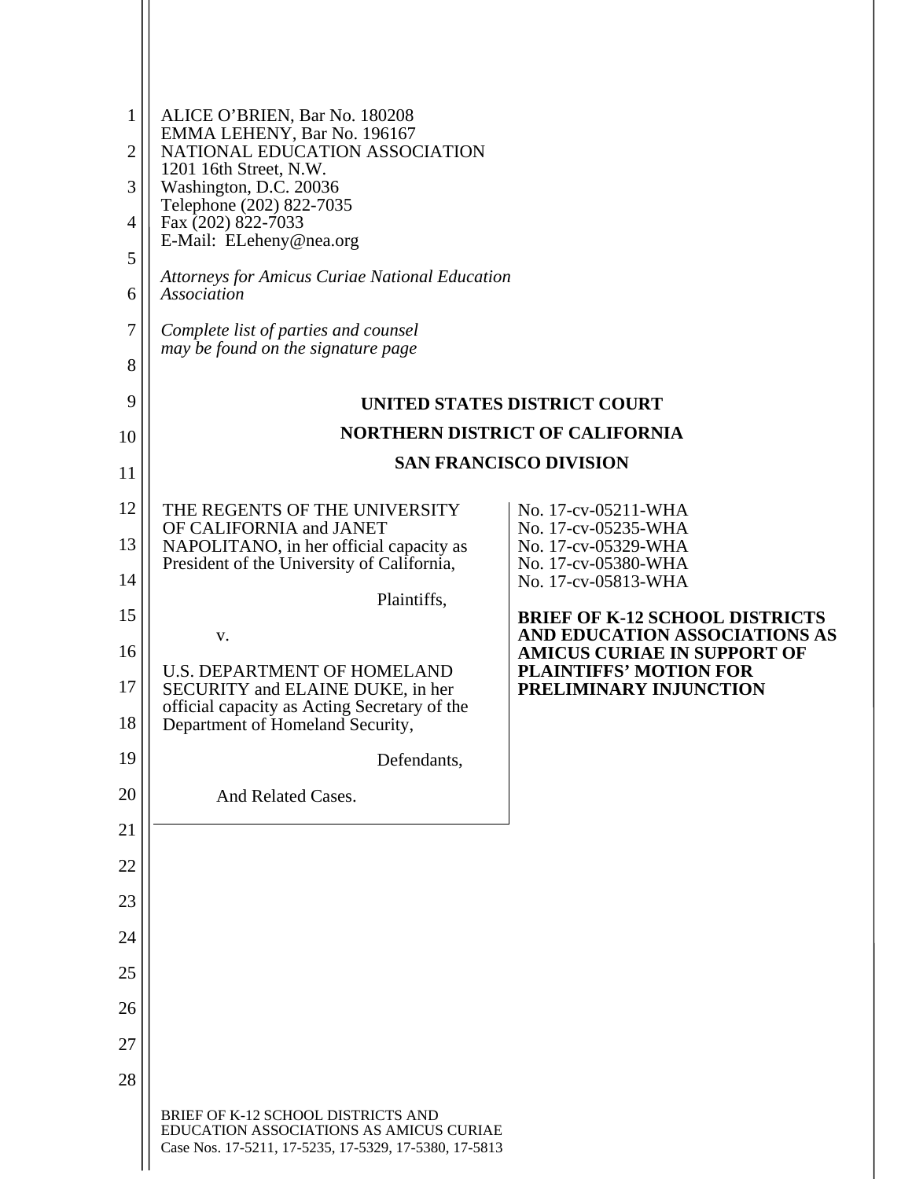ALICE O'BRIEN, Bar No. 180208
EMMA LEHENY, Bar No. 196167
NATIONAL EDUCATION ASSOCIATION
1201 16th Street, N.W.
Washington, D.C. 20036
Telephone (202) 822-7035
Fax (202) 822-7033
E-Mail: ELeheny@nea.org

*Attorneys for Amicus Curiae National Education Association*

*Complete list of parties and counsel may be found on the signature page*

**UNITED STATES DISTRICT COURT**

**NORTHERN DISTRICT OF CALIFORNIA**

**SAN FRANCISCO DIVISION**

THE REGENTS OF THE UNIVERSITY OF CALIFORNIA and JANET NAPOLITANO, in her official capacity as President of the University of California,

Plaintiffs,

v.

U.S. DEPARTMENT OF HOMELAND SECURITY and ELAINE DUKE, in her official capacity as Acting Secretary of the Department of Homeland Security,

Defendants,

And Related Cases.

No. 17-cv-05211-WHA
No. 17-cv-05235-WHA
No. 17-cv-05329-WHA
No. 17-cv-05380-WHA
No. 17-cv-05813-WHA

**BRIEF OF K-12 SCHOOL DISTRICTS AND EDUCATION ASSOCIATIONS AS AMICUS CURIAE IN SUPPORT OF PLAINTIFFS' MOTION FOR PRELIMINARY INJUNCTION**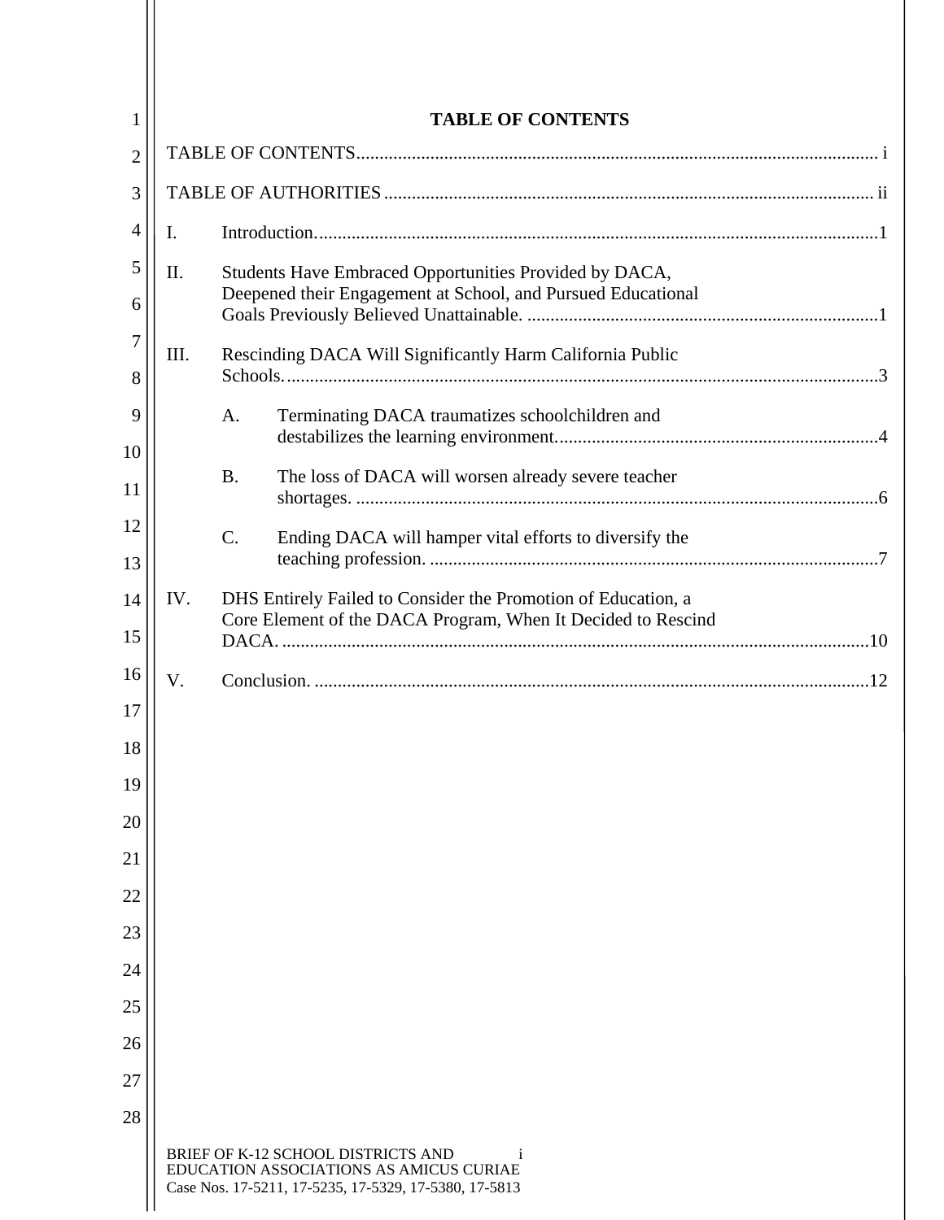# TABLE OF CONTENTS

TABLE OF CONTENTS ........................................................................................................ i

TABLE OF AUTHORITIES ................................................................................................ ii

I. Introduction........................................................................................................................1

II. Students Have Embraced Opportunities Provided by DACA, Deepened their Engagement at School, and Pursued Educational Goals Previously Believed Unattainable. ...........................................................................1

III. Rescinding DACA Will Significantly Harm California Public Schools...............................................................................................................................3

   A. Terminating DACA traumatizes schoolchildren and destabilizes the learning environment......................................................................4

   B. The loss of DACA will worsen already severe teacher shortages. ..................................................................................................................6

   C. Ending DACA will hamper vital efforts to diversify the teaching profession. .................................................................................................7

IV. DHS Entirely Failed to Consider the Promotion of Education, a Core Element of the DACA Program, When It Decided to Rescind DACA. ...............................................................................................................................10

V. Conclusion. ......................................................................................................................12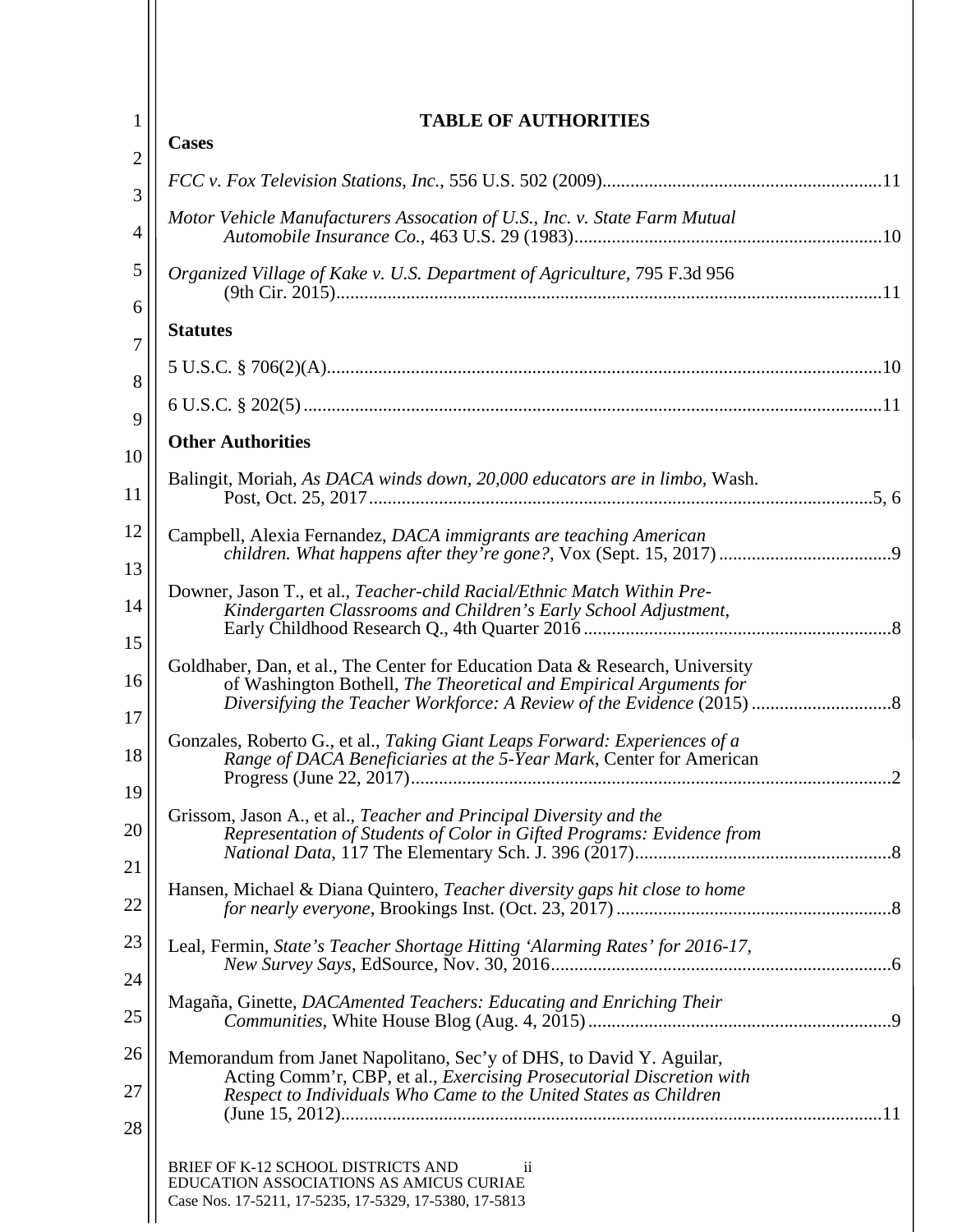# TABLE OF AUTHORITIES

## Cases

*FCC v. Fox Television Stations, Inc.*, 556 U.S. 502 (2009) ........................................................... 11

*Motor Vehicle Manufacturers Assocation of U.S., Inc. v. State Farm Mutual Automobile Insurance Co.*, 463 U.S. 29 (1983) ........................................................... 10

*Organized Village of Kake v. U.S. Department of Agriculture*, 795 F.3d 956 (9th Cir. 2015) ........................................................... 11

## Statutes

5 U.S.C. § 706(2)(A) ........................................................... 10

6 U.S.C. § 202(5) ........................................................... 11

## Other Authorities

Balingit, Moriah, *As DACA winds down, 20,000 educators are in limbo*, Wash. Post, Oct. 25, 2017 ........................................................... 5, 6

Campbell, Alexia Fernandez, *DACA immigrants are teaching American children. What happens after they're gone?*, Vox (Sept. 15, 2017) ........................................................... 9

Downer, Jason T., et al., *Teacher-child Racial/Ethnic Match Within Pre-Kindergarten Classrooms and Children's Early School Adjustment*, Early Childhood Research Q., 4th Quarter 2016 ........................................................... 8

Goldhaber, Dan, et al., The Center for Education Data & Research, University of Washington Bothell, *The Theoretical and Empirical Arguments for Diversifying the Teacher Workforce: A Review of the Evidence* (2015) ........................................................... 8

Gonzales, Roberto G., et al., *Taking Giant Leaps Forward: Experiences of a Range of DACA Beneficiaries at the 5-Year Mark*, Center for American Progress (June 22, 2017) ........................................................... 2

Grissom, Jason A., et al., *Teacher and Principal Diversity and the Representation of Students of Color in Gifted Programs: Evidence from National Data*, 117 The Elementary Sch. J. 396 (2017) ........................................................... 8

Hansen, Michael & Diana Quintero, *Teacher diversity gaps hit close to home for nearly everyone*, Brookings Inst. (Oct. 23, 2017) ........................................................... 8

Leal, Fermin, *State's Teacher Shortage Hitting 'Alarming Rates' for 2016-17, New Survey Says*, EdSource, Nov. 30, 2016 ........................................................... 6

Magaña, Ginette, *DACAmented Teachers: Educating and Enriching Their Communities*, White House Blog (Aug. 4, 2015) ........................................................... 9

Memorandum from Janet Napolitano, Sec'y of DHS, to David Y. Aguilar, Acting Comm'r, CBP, et al., *Exercising Prosecutorial Discretion with Respect to Individuals Who Came to the United States as Children* (June 15, 2012) ........................................................... 11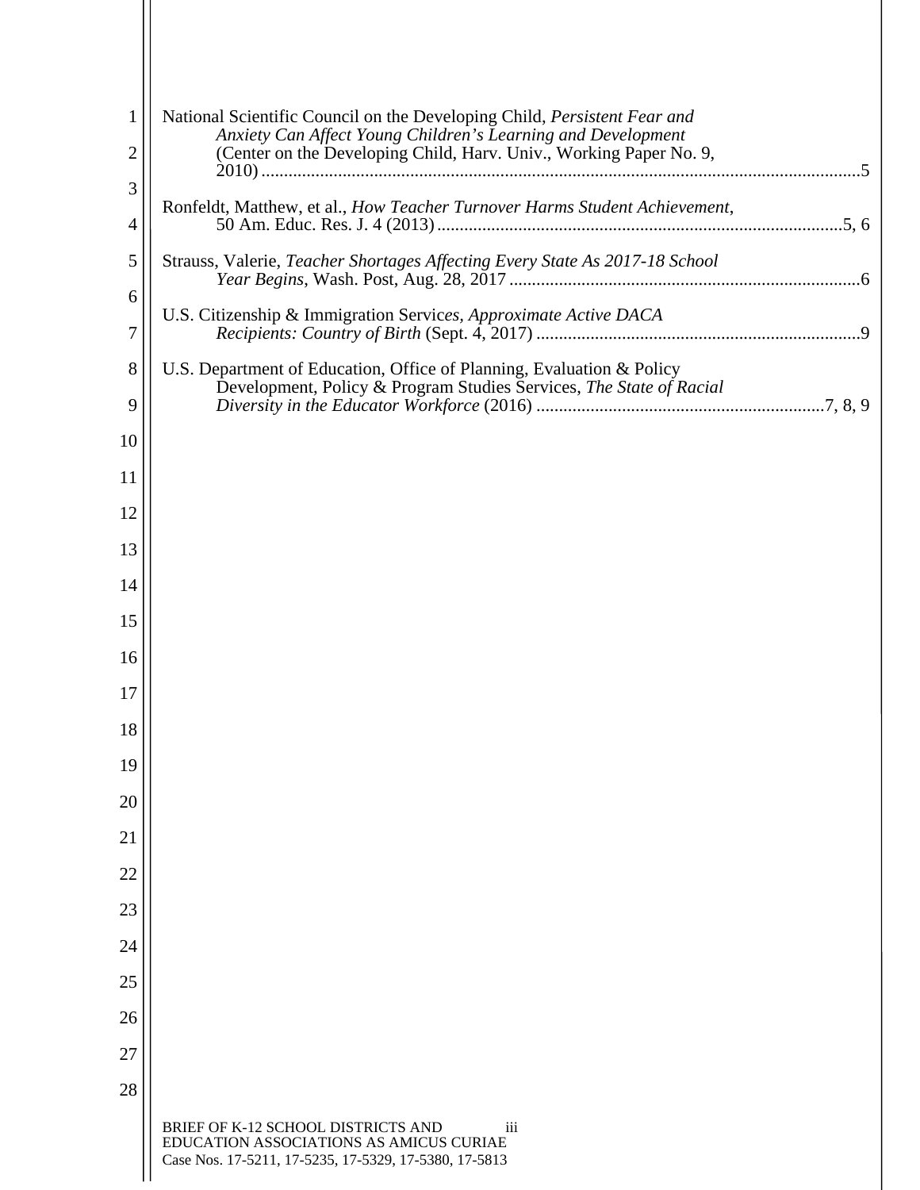National Scientific Council on the Developing Child, *Persistent Fear and Anxiety Can Affect Young Children's Learning and Development* (Center on the Developing Child, Harv. Univ., Working Paper No. 9, 2010) .....5

Ronfeldt, Matthew, et al., *How Teacher Turnover Harms Student Achievement*, 50 Am. Educ. Res. J. 4 (2013) .....5, 6

Strauss, Valerie, *Teacher Shortages Affecting Every State As 2017-18 School Year Begins*, Wash. Post, Aug. 28, 2017 .....6

U.S. Citizenship & Immigration Services, *Approximate Active DACA Recipients: Country of Birth* (Sept. 4, 2017) .....9

U.S. Department of Education, Office of Planning, Evaluation & Policy Development, Policy & Program Studies Services, *The State of Racial Diversity in the Educator Workforce* (2016) .....7, 8, 9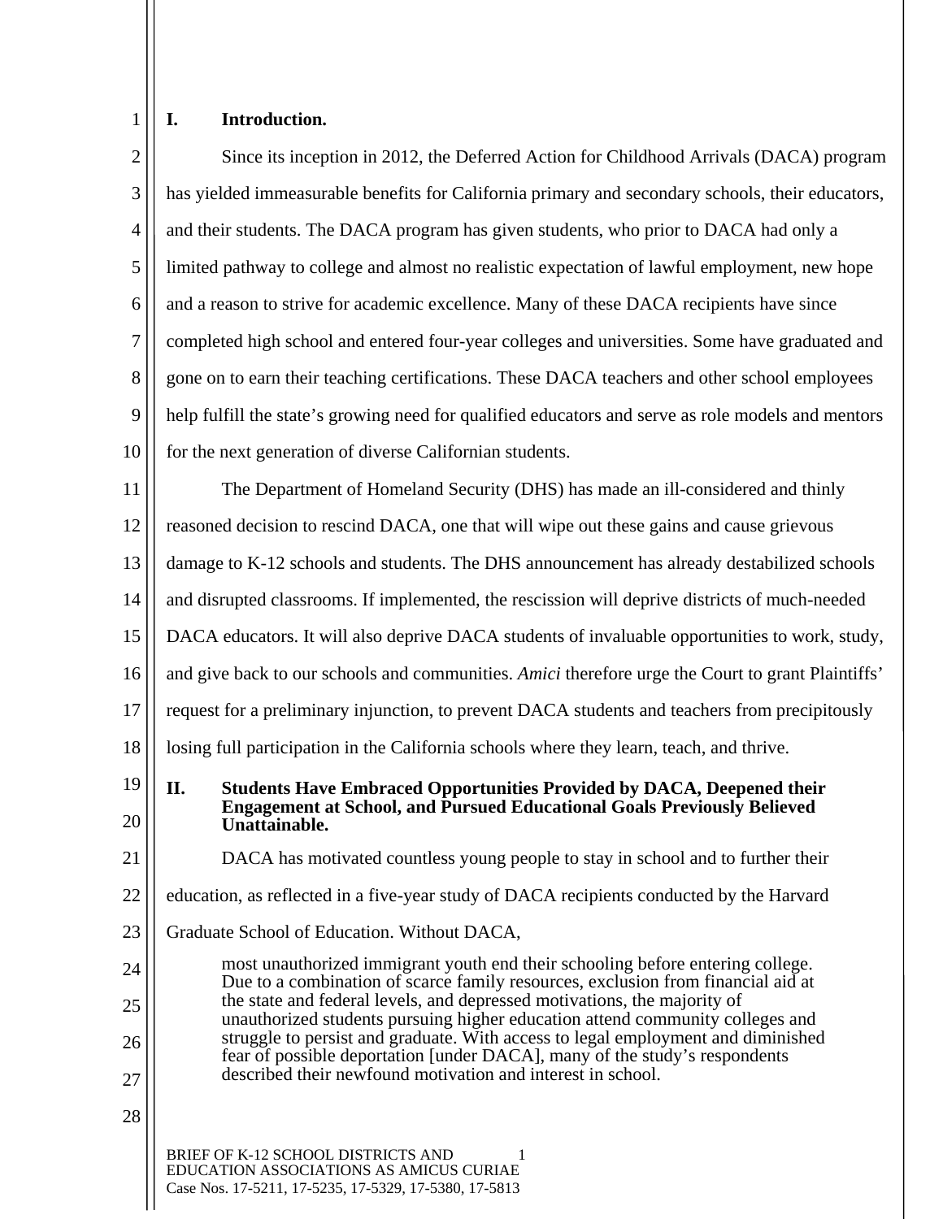## I. Introduction.

Since its inception in 2012, the Deferred Action for Childhood Arrivals (DACA) program has yielded immeasurable benefits for California primary and secondary schools, their educators, and their students. The DACA program has given students, who prior to DACA had only a limited pathway to college and almost no realistic expectation of lawful employment, new hope and a reason to strive for academic excellence. Many of these DACA recipients have since completed high school and entered four-year colleges and universities. Some have graduated and gone on to earn their teaching certifications. These DACA teachers and other school employees help fulfill the state's growing need for qualified educators and serve as role models and mentors for the next generation of diverse Californian students.

The Department of Homeland Security (DHS) has made an ill-considered and thinly reasoned decision to rescind DACA, one that will wipe out these gains and cause grievous damage to K-12 schools and students. The DHS announcement has already destabilized schools and disrupted classrooms. If implemented, the rescission will deprive districts of much-needed DACA educators. It will also deprive DACA students of invaluable opportunities to work, study, and give back to our schools and communities. *Amici* therefore urge the Court to grant Plaintiffs' request for a preliminary injunction, to prevent DACA students and teachers from precipitously losing full participation in the California schools where they learn, teach, and thrive.

## II. Students Have Embraced Opportunities Provided by DACA, Deepened their Engagement at School, and Pursued Educational Goals Previously Believed Unattainable.

DACA has motivated countless young people to stay in school and to further their education, as reflected in a five-year study of DACA recipients conducted by the Harvard Graduate School of Education. Without DACA,

> most unauthorized immigrant youth end their schooling before entering college. Due to a combination of scarce family resources, exclusion from financial aid at the state and federal levels, and depressed motivations, the majority of unauthorized students pursuing higher education attend community colleges and struggle to persist and graduate. With access to legal employment and diminished fear of possible deportation [under DACA], many of the study's respondents described their newfound motivation and interest in school.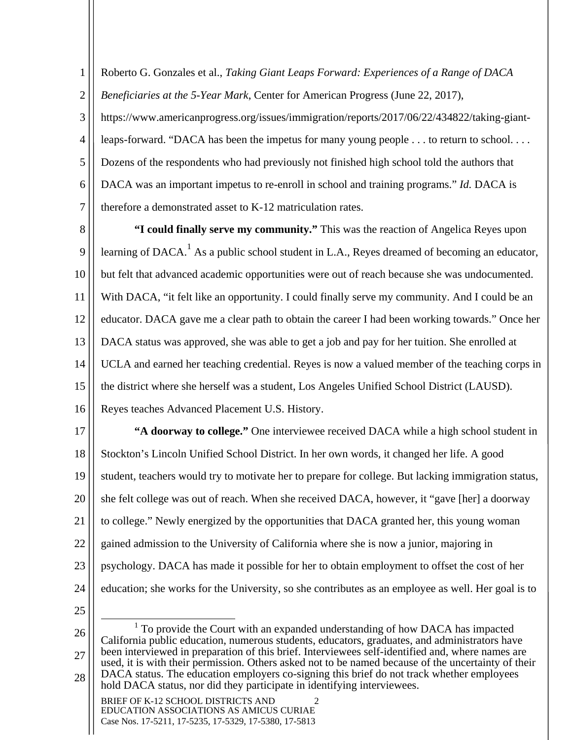Roberto G. Gonzales et al., *Taking Giant Leaps Forward: Experiences of a Range of DACA Beneficiaries at the 5-Year Mark*, Center for American Progress (June 22, 2017), https://www.americanprogress.org/issues/immigration/reports/2017/06/22/434822/taking-giant-leaps-forward. "DACA has been the impetus for many young people . . . to return to school. . . . Dozens of the respondents who had previously not finished high school told the authors that DACA was an important impetus to re-enroll in school and training programs." *Id.* DACA is therefore a demonstrated asset to K-12 matriculation rates.

**"I could finally serve my community."** This was the reaction of Angelica Reyes upon learning of DACA.[1] As a public school student in L.A., Reyes dreamed of becoming an educator, but felt that advanced academic opportunities were out of reach because she was undocumented. With DACA, "it felt like an opportunity. I could finally serve my community. And I could be an educator. DACA gave me a clear path to obtain the career I had been working towards." Once her DACA status was approved, she was able to get a job and pay for her tuition. She enrolled at UCLA and earned her teaching credential. Reyes is now a valued member of the teaching corps in the district where she herself was a student, Los Angeles Unified School District (LAUSD). Reyes teaches Advanced Placement U.S. History.

**"A doorway to college."** One interviewee received DACA while a high school student in Stockton's Lincoln Unified School District. In her own words, it changed her life. A good student, teachers would try to motivate her to prepare for college. But lacking immigration status, she felt college was out of reach. When she received DACA, however, it "gave [her] a doorway to college." Newly energized by the opportunities that DACA granted her, this young woman gained admission to the University of California where she is now a junior, majoring in psychology. DACA has made it possible for her to obtain employment to offset the cost of her education; she works for the University, so she contributes as an employee as well. Her goal is to

[1] To provide the Court with an expanded understanding of how DACA has impacted California public education, numerous students, educators, graduates, and administrators have been interviewed in preparation of this brief. Interviewees self-identified and, where names are used, it is with their permission. Others asked not to be named because of the uncertainty of their DACA status. The education employers co-signing this brief do not track whether employees hold DACA status, nor did they participate in identifying interviewees.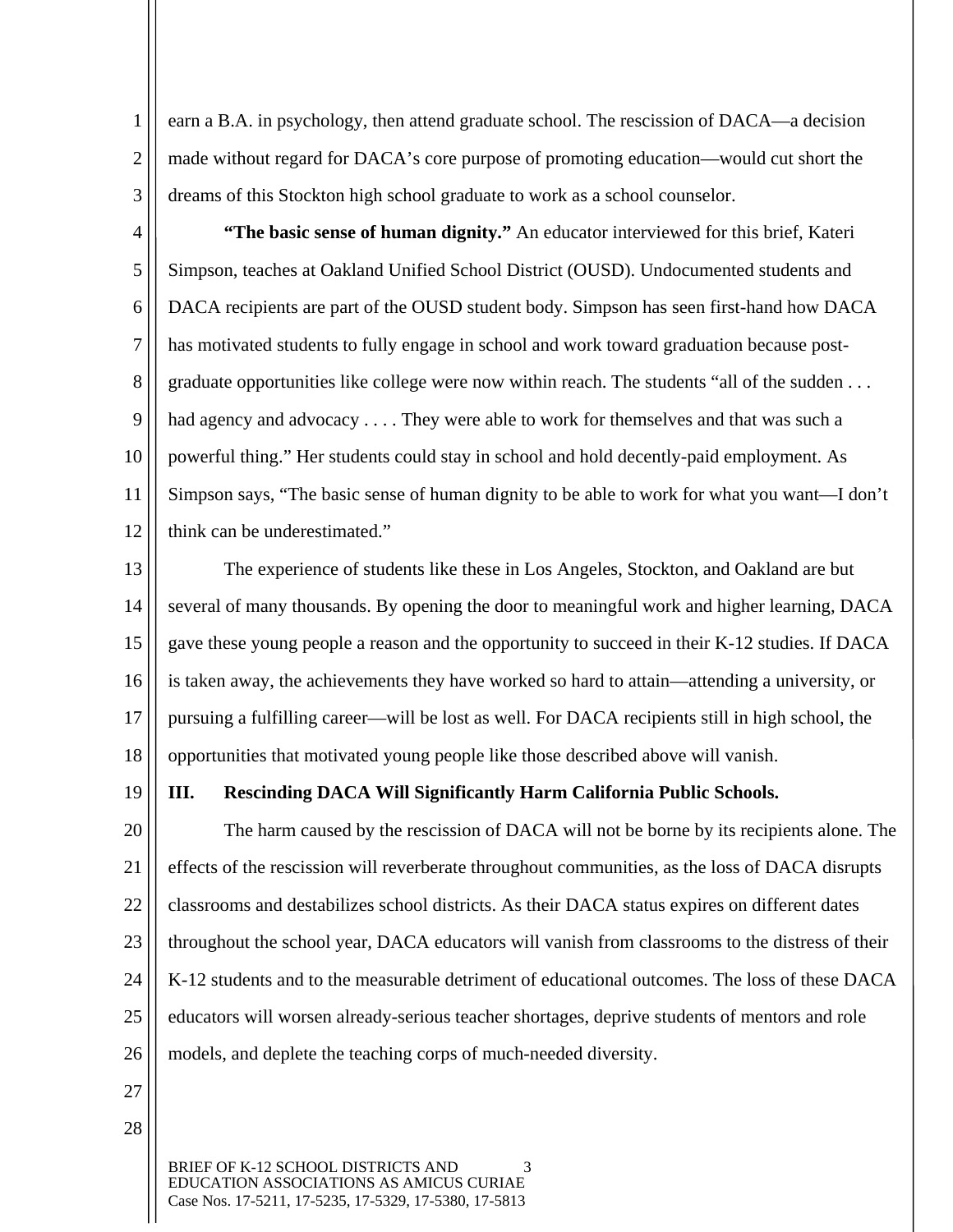earn a B.A. in psychology, then attend graduate school. The rescission of DACA—a decision made without regard for DACA's core purpose of promoting education—would cut short the dreams of this Stockton high school graduate to work as a school counselor.

**"The basic sense of human dignity."** An educator interviewed for this brief, Kateri Simpson, teaches at Oakland Unified School District (OUSD). Undocumented students and DACA recipients are part of the OUSD student body. Simpson has seen first-hand how DACA has motivated students to fully engage in school and work toward graduation because post-graduate opportunities like college were now within reach. The students "all of the sudden . . . had agency and advocacy . . . . They were able to work for themselves and that was such a powerful thing." Her students could stay in school and hold decently-paid employment. As Simpson says, "The basic sense of human dignity to be able to work for what you want—I don't think can be underestimated."

The experience of students like these in Los Angeles, Stockton, and Oakland are but several of many thousands. By opening the door to meaningful work and higher learning, DACA gave these young people a reason and the opportunity to succeed in their K-12 studies. If DACA is taken away, the achievements they have worked so hard to attain—attending a university, or pursuing a fulfilling career—will be lost as well. For DACA recipients still in high school, the opportunities that motivated young people like those described above will vanish.

## III. Rescinding DACA Will Significantly Harm California Public Schools.

The harm caused by the rescission of DACA will not be borne by its recipients alone. The effects of the rescission will reverberate throughout communities, as the loss of DACA disrupts classrooms and destabilizes school districts. As their DACA status expires on different dates throughout the school year, DACA educators will vanish from classrooms to the distress of their K-12 students and to the measurable detriment of educational outcomes. The loss of these DACA educators will worsen already-serious teacher shortages, deprive students of mentors and role models, and deplete the teaching corps of much-needed diversity.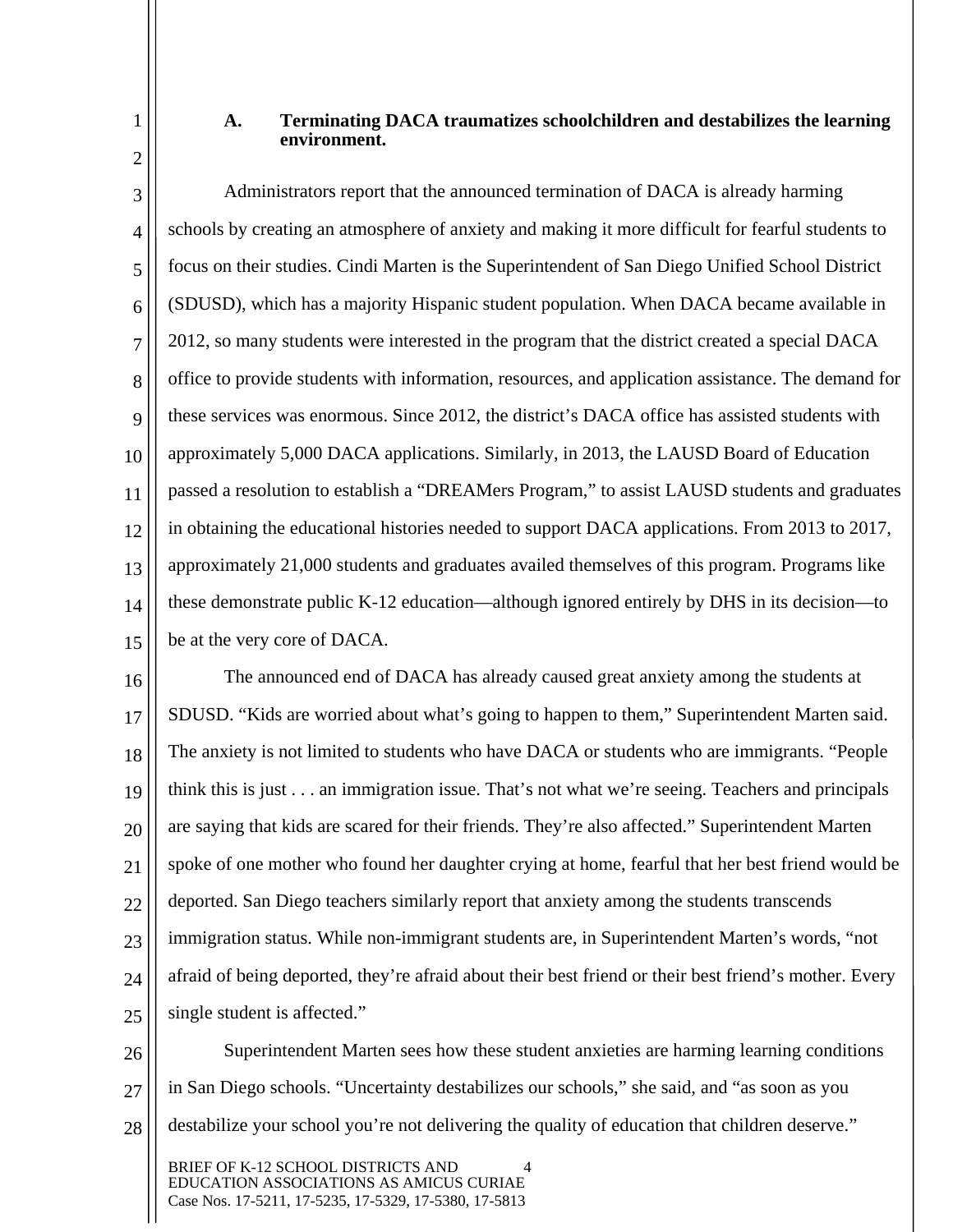### A. Terminating DACA traumatizes schoolchildren and destabilizes the learning environment.

Administrators report that the announced termination of DACA is already harming schools by creating an atmosphere of anxiety and making it more difficult for fearful students to focus on their studies. Cindi Marten is the Superintendent of San Diego Unified School District (SDUSD), which has a majority Hispanic student population. When DACA became available in 2012, so many students were interested in the program that the district created a special DACA office to provide students with information, resources, and application assistance. The demand for these services was enormous. Since 2012, the district's DACA office has assisted students with approximately 5,000 DACA applications. Similarly, in 2013, the LAUSD Board of Education passed a resolution to establish a "DREAMers Program," to assist LAUSD students and graduates in obtaining the educational histories needed to support DACA applications. From 2013 to 2017, approximately 21,000 students and graduates availed themselves of this program. Programs like these demonstrate public K-12 education—although ignored entirely by DHS in its decision—to be at the very core of DACA.

The announced end of DACA has already caused great anxiety among the students at SDUSD. "Kids are worried about what's going to happen to them," Superintendent Marten said. The anxiety is not limited to students who have DACA or students who are immigrants. "People think this is just . . . an immigration issue. That's not what we're seeing. Teachers and principals are saying that kids are scared for their friends. They're also affected." Superintendent Marten spoke of one mother who found her daughter crying at home, fearful that her best friend would be deported. San Diego teachers similarly report that anxiety among the students transcends immigration status. While non-immigrant students are, in Superintendent Marten's words, "not afraid of being deported, they're afraid about their best friend or their best friend's mother. Every single student is affected."

Superintendent Marten sees how these student anxieties are harming learning conditions in San Diego schools. "Uncertainty destabilizes our schools," she said, and "as soon as you destabilize your school you're not delivering the quality of education that children deserve."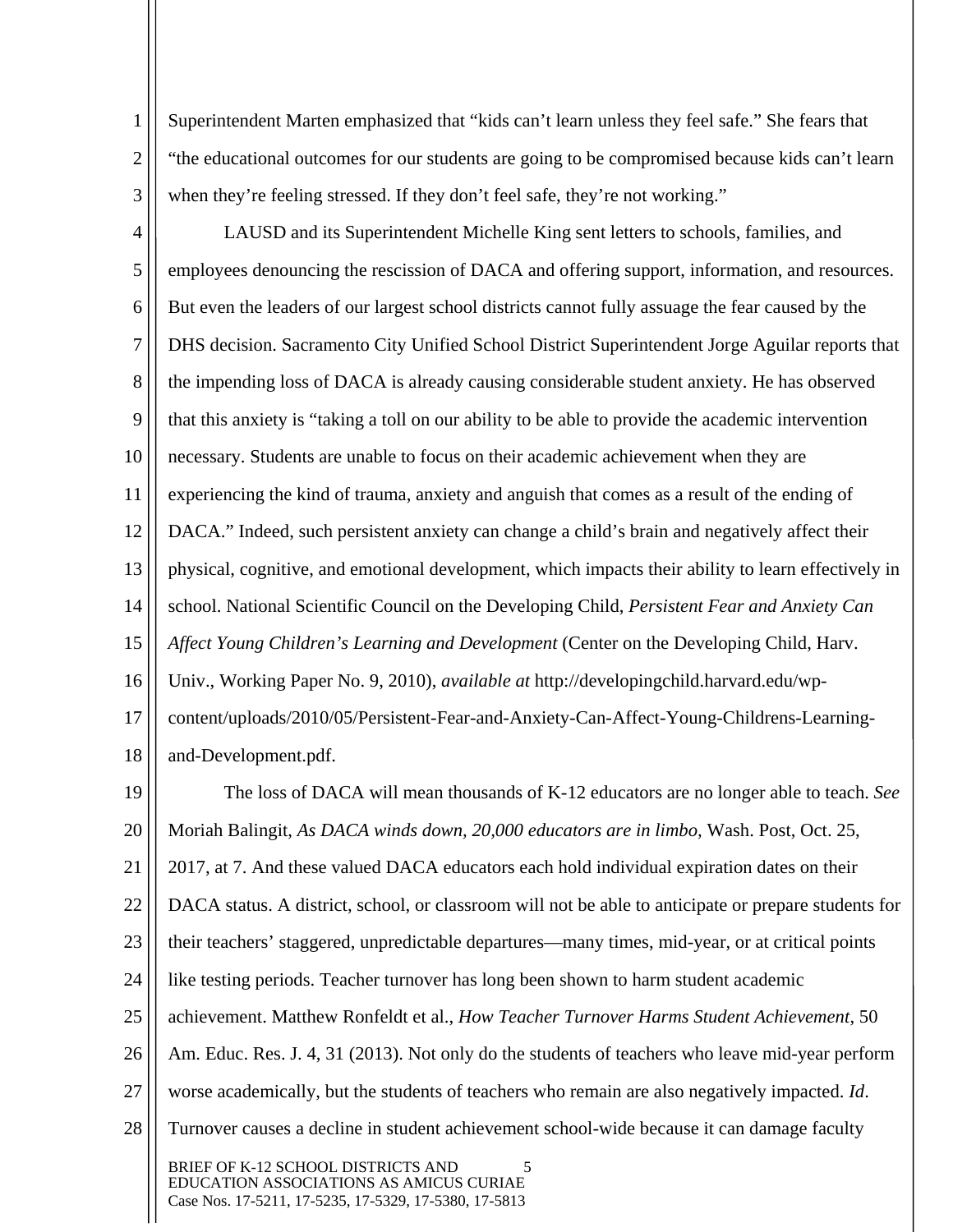Superintendent Marten emphasized that "kids can't learn unless they feel safe." She fears that "the educational outcomes for our students are going to be compromised because kids can't learn when they're feeling stressed. If they don't feel safe, they're not working."

LAUSD and its Superintendent Michelle King sent letters to schools, families, and employees denouncing the rescission of DACA and offering support, information, and resources. But even the leaders of our largest school districts cannot fully assuage the fear caused by the DHS decision. Sacramento City Unified School District Superintendent Jorge Aguilar reports that the impending loss of DACA is already causing considerable student anxiety. He has observed that this anxiety is "taking a toll on our ability to be able to provide the academic intervention necessary. Students are unable to focus on their academic achievement when they are experiencing the kind of trauma, anxiety and anguish that comes as a result of the ending of DACA." Indeed, such persistent anxiety can change a child's brain and negatively affect their physical, cognitive, and emotional development, which impacts their ability to learn effectively in school. National Scientific Council on the Developing Child, *Persistent Fear and Anxiety Can Affect Young Children's Learning and Development* (Center on the Developing Child, Harv. Univ., Working Paper No. 9, 2010), *available at* http://developingchild.harvard.edu/wp-content/uploads/2010/05/Persistent-Fear-and-Anxiety-Can-Affect-Young-Childrens-Learning-and-Development.pdf.

The loss of DACA will mean thousands of K-12 educators are no longer able to teach. *See* Moriah Balingit, *As DACA winds down, 20,000 educators are in limbo*, Wash. Post, Oct. 25, 2017, at 7. And these valued DACA educators each hold individual expiration dates on their DACA status. A district, school, or classroom will not be able to anticipate or prepare students for their teachers' staggered, unpredictable departures—many times, mid-year, or at critical points like testing periods. Teacher turnover has long been shown to harm student academic achievement. Matthew Ronfeldt et al., *How Teacher Turnover Harms Student Achievement*, 50 Am. Educ. Res. J. 4, 31 (2013). Not only do the students of teachers who leave mid-year perform worse academically, but the students of teachers who remain are also negatively impacted. *Id*. Turnover causes a decline in student achievement school-wide because it can damage faculty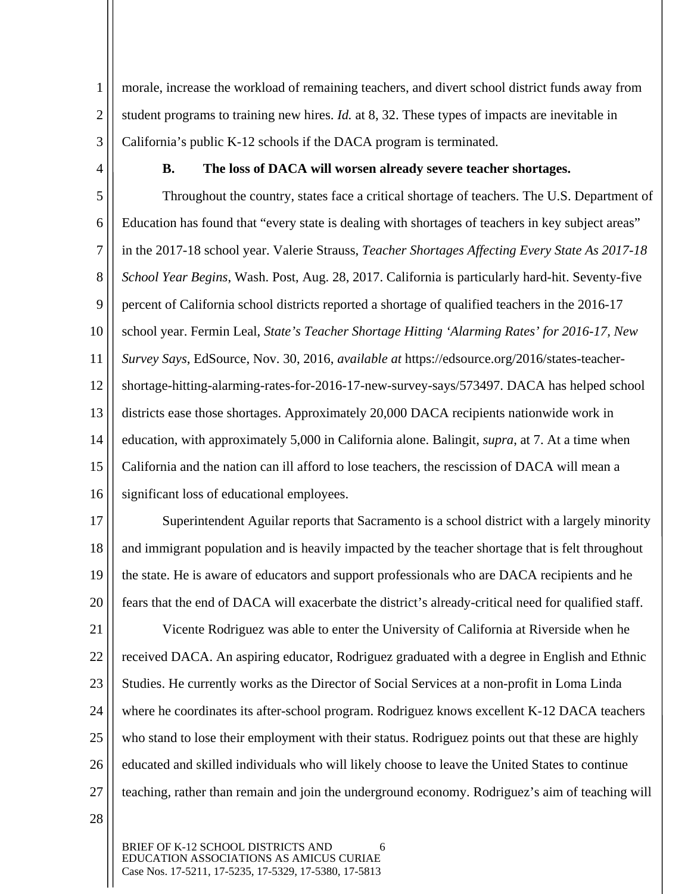morale, increase the workload of remaining teachers, and divert school district funds away from student programs to training new hires. *Id.* at 8, 32. These types of impacts are inevitable in California's public K-12 schools if the DACA program is terminated.

### B. The loss of DACA will worsen already severe teacher shortages.

Throughout the country, states face a critical shortage of teachers. The U.S. Department of Education has found that "every state is dealing with shortages of teachers in key subject areas" in the 2017-18 school year. Valerie Strauss, *Teacher Shortages Affecting Every State As 2017-18 School Year Begins*, Wash. Post, Aug. 28, 2017. California is particularly hard-hit. Seventy-five percent of California school districts reported a shortage of qualified teachers in the 2016-17 school year. Fermin Leal, *State's Teacher Shortage Hitting 'Alarming Rates' for 2016-17, New Survey Says*, EdSource, Nov. 30, 2016, *available at* https://edsource.org/2016/states-teacher-shortage-hitting-alarming-rates-for-2016-17-new-survey-says/573497. DACA has helped school districts ease those shortages. Approximately 20,000 DACA recipients nationwide work in education, with approximately 5,000 in California alone. Balingit, *supra*, at 7. At a time when California and the nation can ill afford to lose teachers, the rescission of DACA will mean a significant loss of educational employees.

Superintendent Aguilar reports that Sacramento is a school district with a largely minority and immigrant population and is heavily impacted by the teacher shortage that is felt throughout the state. He is aware of educators and support professionals who are DACA recipients and he fears that the end of DACA will exacerbate the district's already-critical need for qualified staff.

Vicente Rodriguez was able to enter the University of California at Riverside when he received DACA. An aspiring educator, Rodriguez graduated with a degree in English and Ethnic Studies. He currently works as the Director of Social Services at a non-profit in Loma Linda where he coordinates its after-school program. Rodriguez knows excellent K-12 DACA teachers who stand to lose their employment with their status. Rodriguez points out that these are highly educated and skilled individuals who will likely choose to leave the United States to continue teaching, rather than remain and join the underground economy. Rodriguez's aim of teaching will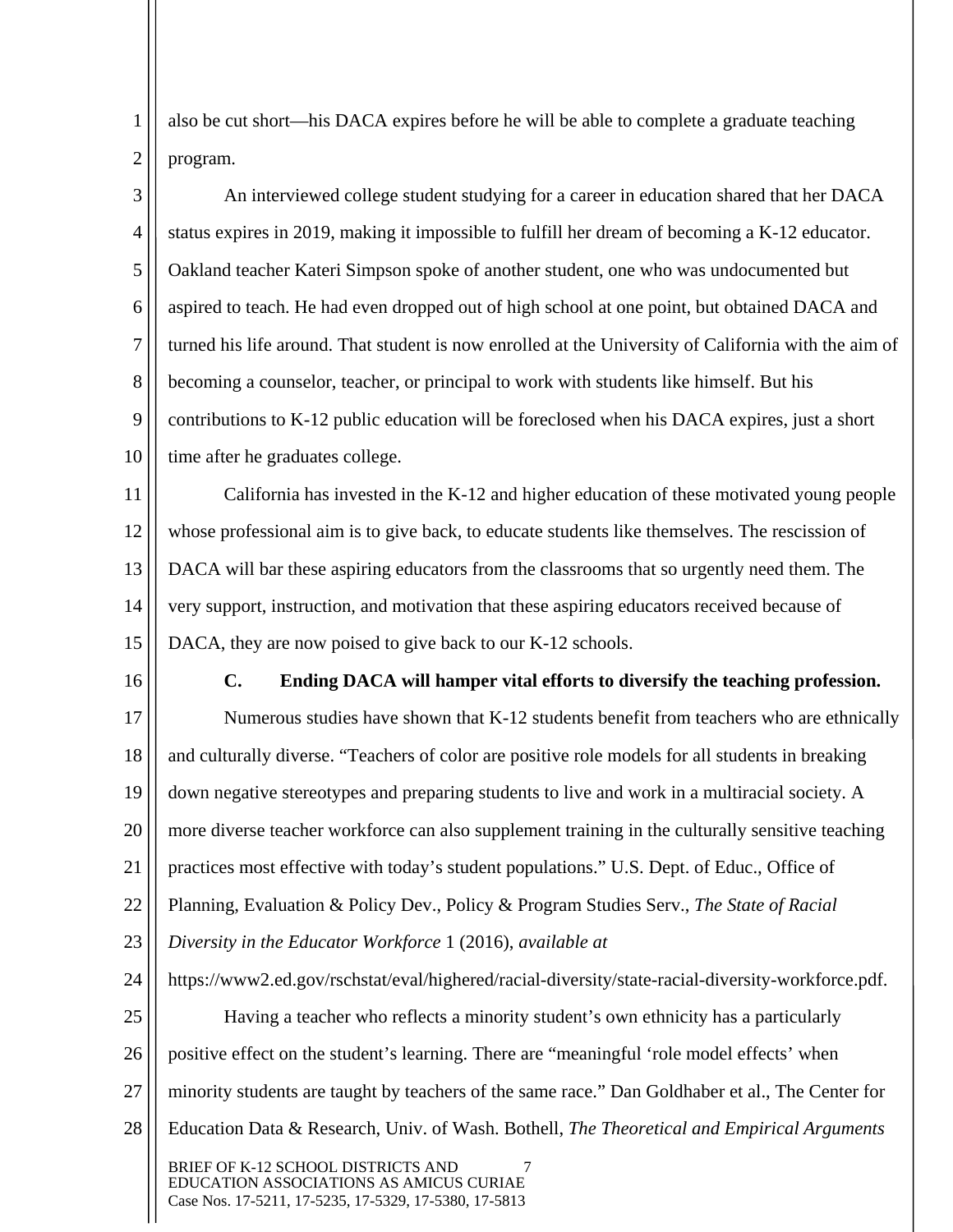also be cut short—his DACA expires before he will be able to complete a graduate teaching program.

An interviewed college student studying for a career in education shared that her DACA status expires in 2019, making it impossible to fulfill her dream of becoming a K-12 educator. Oakland teacher Kateri Simpson spoke of another student, one who was undocumented but aspired to teach. He had even dropped out of high school at one point, but obtained DACA and turned his life around. That student is now enrolled at the University of California with the aim of becoming a counselor, teacher, or principal to work with students like himself. But his contributions to K-12 public education will be foreclosed when his DACA expires, just a short time after he graduates college.

California has invested in the K-12 and higher education of these motivated young people whose professional aim is to give back, to educate students like themselves. The rescission of DACA will bar these aspiring educators from the classrooms that so urgently need them. The very support, instruction, and motivation that these aspiring educators received because of DACA, they are now poised to give back to our K-12 schools.

### C. Ending DACA will hamper vital efforts to diversify the teaching profession.

Numerous studies have shown that K-12 students benefit from teachers who are ethnically and culturally diverse. "Teachers of color are positive role models for all students in breaking down negative stereotypes and preparing students to live and work in a multiracial society. A more diverse teacher workforce can also supplement training in the culturally sensitive teaching practices most effective with today's student populations." U.S. Dept. of Educ., Office of Planning, Evaluation & Policy Dev., Policy & Program Studies Serv., *The State of Racial Diversity in the Educator Workforce* 1 (2016), *available at* https://www2.ed.gov/rschstat/eval/highered/racial-diversity/state-racial-diversity-workforce.pdf.

Having a teacher who reflects a minority student's own ethnicity has a particularly positive effect on the student's learning. There are "meaningful 'role model effects' when minority students are taught by teachers of the same race." Dan Goldhaber et al., The Center for Education Data & Research, Univ. of Wash. Bothell, *The Theoretical and Empirical Arguments*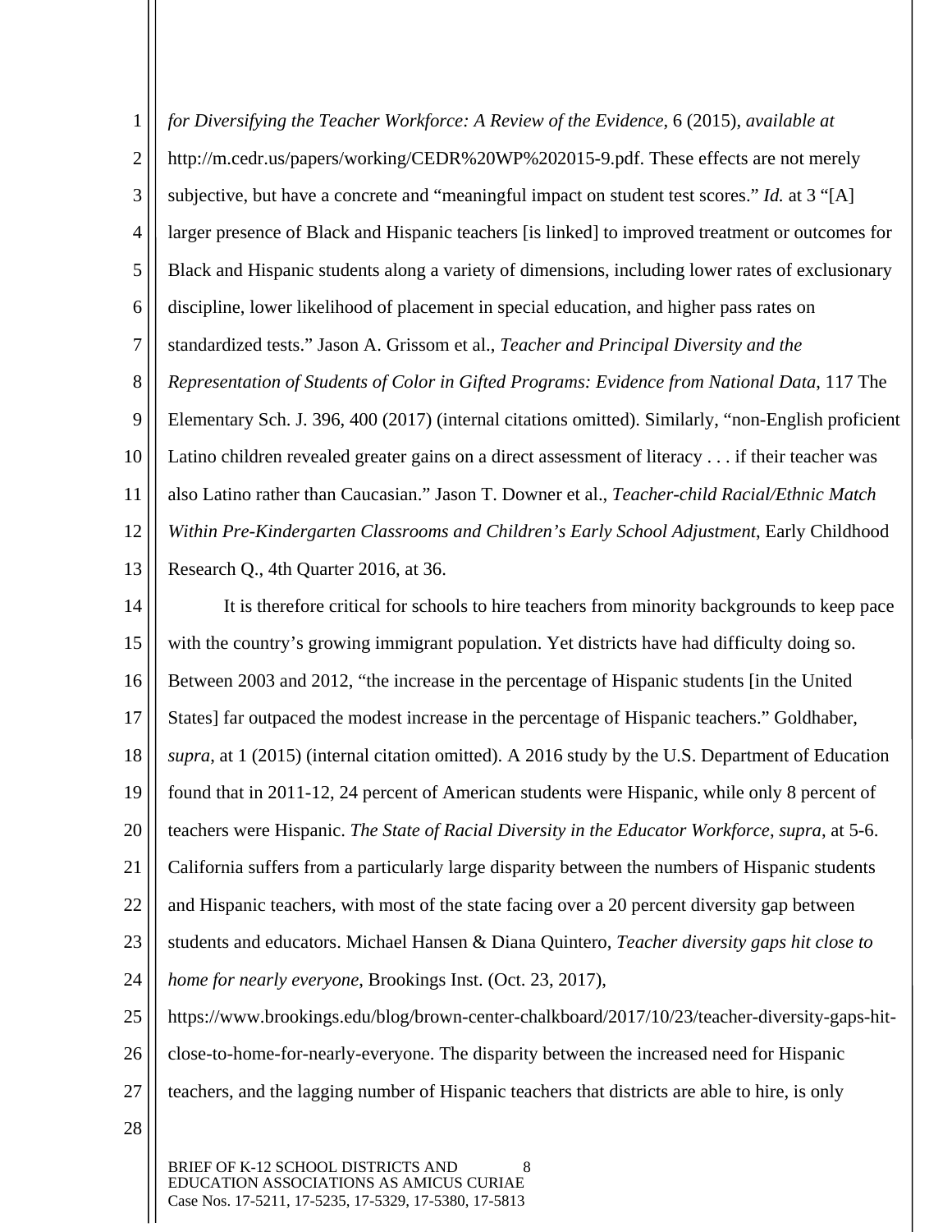*for Diversifying the Teacher Workforce: A Review of the Evidence*, 6 (2015), *available at* http://m.cedr.us/papers/working/CEDR%20WP%202015-9.pdf. These effects are not merely subjective, but have a concrete and "meaningful impact on student test scores." *Id.* at 3 "[A] larger presence of Black and Hispanic teachers [is linked] to improved treatment or outcomes for Black and Hispanic students along a variety of dimensions, including lower rates of exclusionary discipline, lower likelihood of placement in special education, and higher pass rates on standardized tests." Jason A. Grissom et al., *Teacher and Principal Diversity and the Representation of Students of Color in Gifted Programs: Evidence from National Data*, 117 The Elementary Sch. J. 396, 400 (2017) (internal citations omitted). Similarly, "non-English proficient Latino children revealed greater gains on a direct assessment of literacy . . . if their teacher was also Latino rather than Caucasian." Jason T. Downer et al., *Teacher-child Racial/Ethnic Match Within Pre-Kindergarten Classrooms and Children's Early School Adjustment*, Early Childhood Research Q., 4th Quarter 2016, at 36.

It is therefore critical for schools to hire teachers from minority backgrounds to keep pace with the country's growing immigrant population. Yet districts have had difficulty doing so. Between 2003 and 2012, "the increase in the percentage of Hispanic students [in the United States] far outpaced the modest increase in the percentage of Hispanic teachers." Goldhaber, *supra*, at 1 (2015) (internal citation omitted). A 2016 study by the U.S. Department of Education found that in 2011-12, 24 percent of American students were Hispanic, while only 8 percent of teachers were Hispanic. *The State of Racial Diversity in the Educator Workforce*, *supra*, at 5-6. California suffers from a particularly large disparity between the numbers of Hispanic students and Hispanic teachers, with most of the state facing over a 20 percent diversity gap between students and educators. Michael Hansen & Diana Quintero, *Teacher diversity gaps hit close to home for nearly everyone*, Brookings Inst. (Oct. 23, 2017), https://www.brookings.edu/blog/brown-center-chalkboard/2017/10/23/teacher-diversity-gaps-hit-close-to-home-for-nearly-everyone. The disparity between the increased need for Hispanic teachers, and the lagging number of Hispanic teachers that districts are able to hire, is only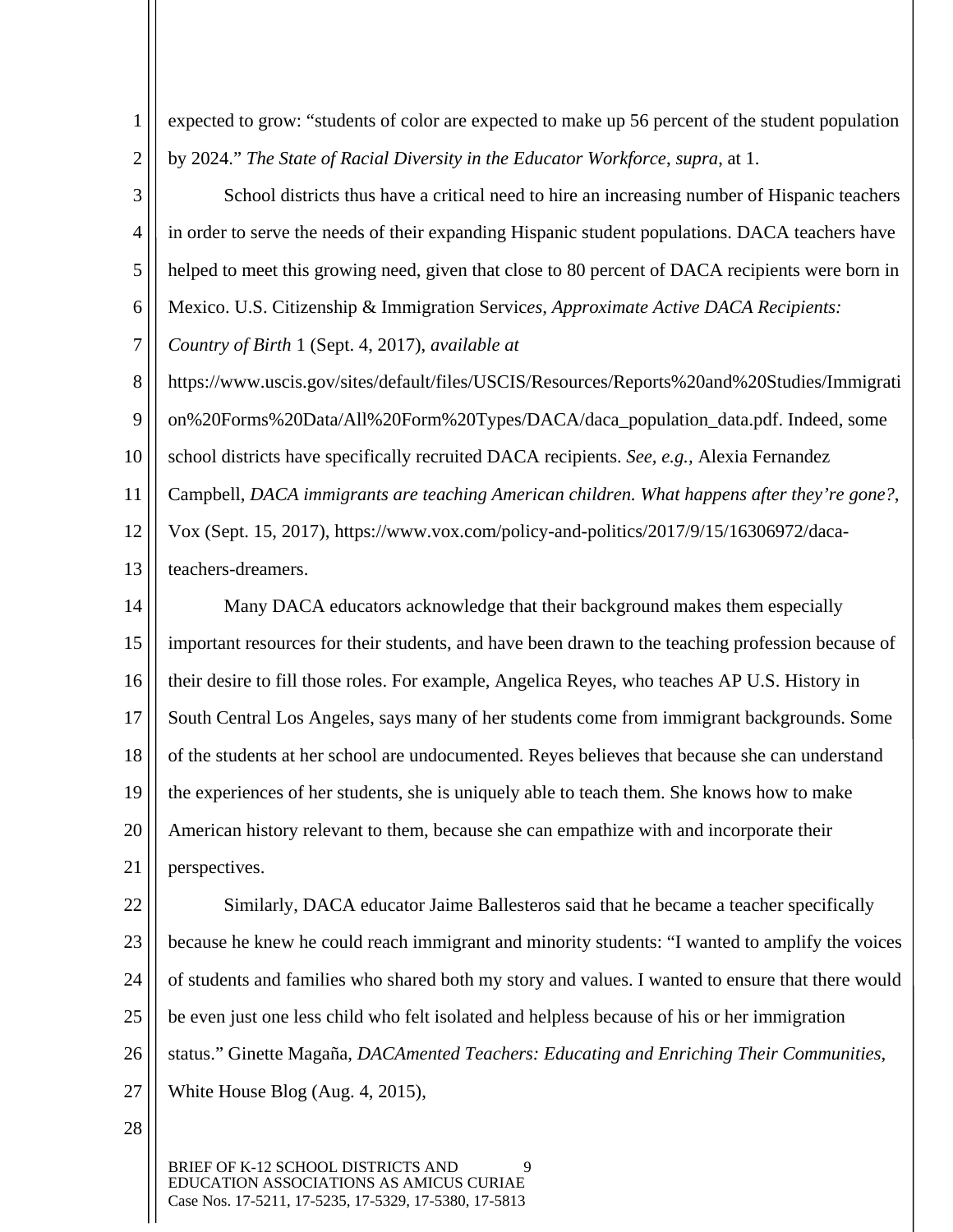expected to grow: "students of color are expected to make up 56 percent of the student population by 2024." *The State of Racial Diversity in the Educator Workforce*, *supra*, at 1.

School districts thus have a critical need to hire an increasing number of Hispanic teachers in order to serve the needs of their expanding Hispanic student populations. DACA teachers have helped to meet this growing need, given that close to 80 percent of DACA recipients were born in Mexico. U.S. Citizenship & Immigration Servic*es, Approximate Active DACA Recipients: Country of Birth* 1 (Sept. 4, 2017), *available at* https://www.uscis.gov/sites/default/files/USCIS/Resources/Reports%20and%20Studies/Immigration%20Forms%20Data/All%20Form%20Types/DACA/daca_population_data.pdf. Indeed, some school districts have specifically recruited DACA recipients. *See, e.g.*, Alexia Fernandez Campbell, *DACA immigrants are teaching American children. What happens after they're gone?*, Vox (Sept. 15, 2017), https://www.vox.com/policy-and-politics/2017/9/15/16306972/daca-teachers-dreamers.

Many DACA educators acknowledge that their background makes them especially important resources for their students, and have been drawn to the teaching profession because of their desire to fill those roles. For example, Angelica Reyes, who teaches AP U.S. History in South Central Los Angeles, says many of her students come from immigrant backgrounds. Some of the students at her school are undocumented. Reyes believes that because she can understand the experiences of her students, she is uniquely able to teach them. She knows how to make American history relevant to them, because she can empathize with and incorporate their perspectives.

Similarly, DACA educator Jaime Ballesteros said that he became a teacher specifically because he knew he could reach immigrant and minority students: "I wanted to amplify the voices of students and families who shared both my story and values. I wanted to ensure that there would be even just one less child who felt isolated and helpless because of his or her immigration status." Ginette Magaña, *DACAmented Teachers: Educating and Enriching Their Communities*, White House Blog (Aug. 4, 2015),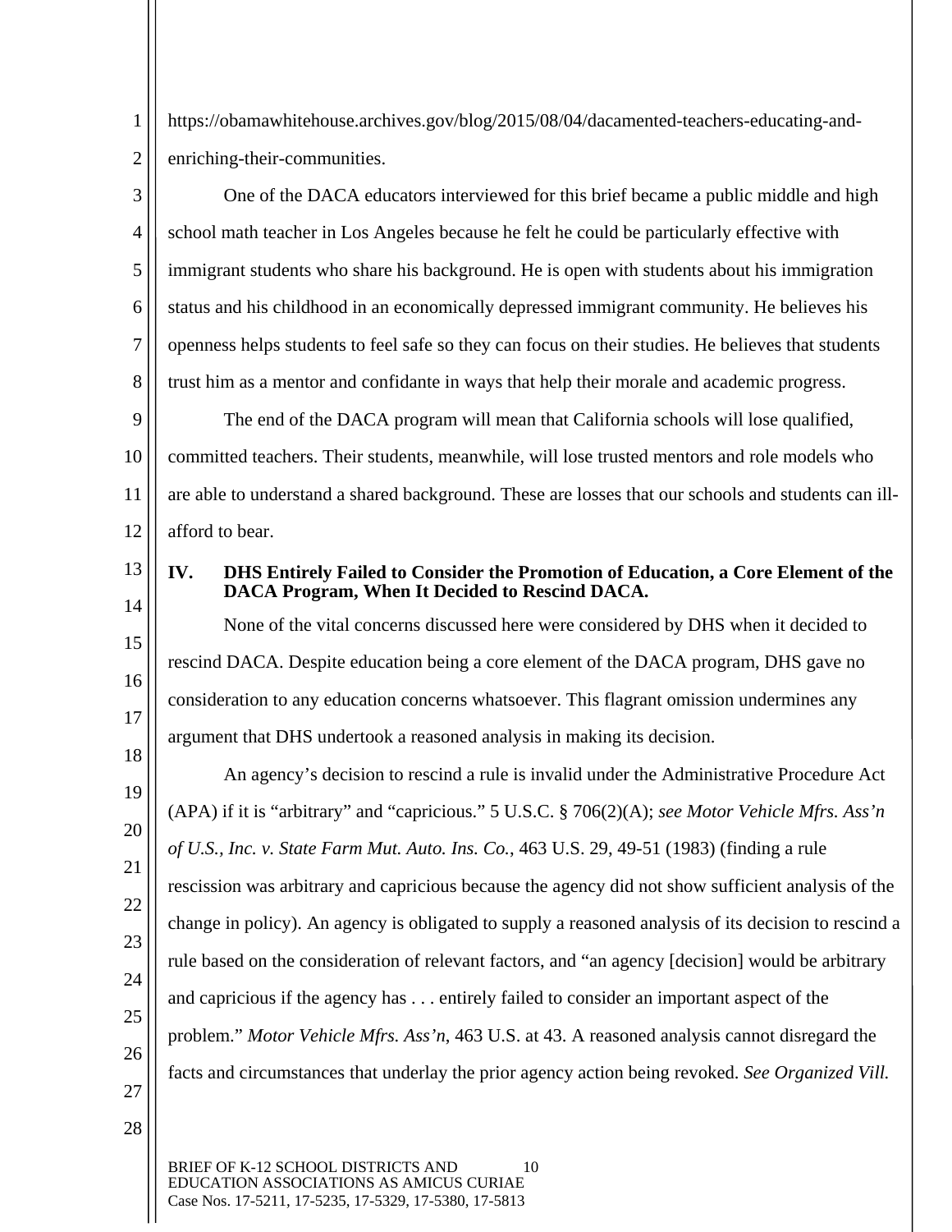https://obamawhitehouse.archives.gov/blog/2015/08/04/dacamented-teachers-educating-and-enriching-their-communities.

One of the DACA educators interviewed for this brief became a public middle and high school math teacher in Los Angeles because he felt he could be particularly effective with immigrant students who share his background. He is open with students about his immigration status and his childhood in an economically depressed immigrant community. He believes his openness helps students to feel safe so they can focus on their studies. He believes that students trust him as a mentor and confidante in ways that help their morale and academic progress.

The end of the DACA program will mean that California schools will lose qualified, committed teachers. Their students, meanwhile, will lose trusted mentors and role models who are able to understand a shared background. These are losses that our schools and students can ill-afford to bear.

## IV. DHS Entirely Failed to Consider the Promotion of Education, a Core Element of the DACA Program, When It Decided to Rescind DACA.

None of the vital concerns discussed here were considered by DHS when it decided to rescind DACA. Despite education being a core element of the DACA program, DHS gave no consideration to any education concerns whatsoever. This flagrant omission undermines any argument that DHS undertook a reasoned analysis in making its decision.

An agency's decision to rescind a rule is invalid under the Administrative Procedure Act (APA) if it is "arbitrary" and "capricious." 5 U.S.C. § 706(2)(A); *see Motor Vehicle Mfrs. Ass'n of U.S., Inc. v. State Farm Mut. Auto. Ins. Co.*, 463 U.S. 29, 49-51 (1983) (finding a rule rescission was arbitrary and capricious because the agency did not show sufficient analysis of the change in policy). An agency is obligated to supply a reasoned analysis of its decision to rescind a rule based on the consideration of relevant factors, and "an agency [decision] would be arbitrary and capricious if the agency has . . . entirely failed to consider an important aspect of the problem." *Motor Vehicle Mfrs. Ass'n*, 463 U.S. at 43. A reasoned analysis cannot disregard the facts and circumstances that underlay the prior agency action being revoked. *See Organized Vill.*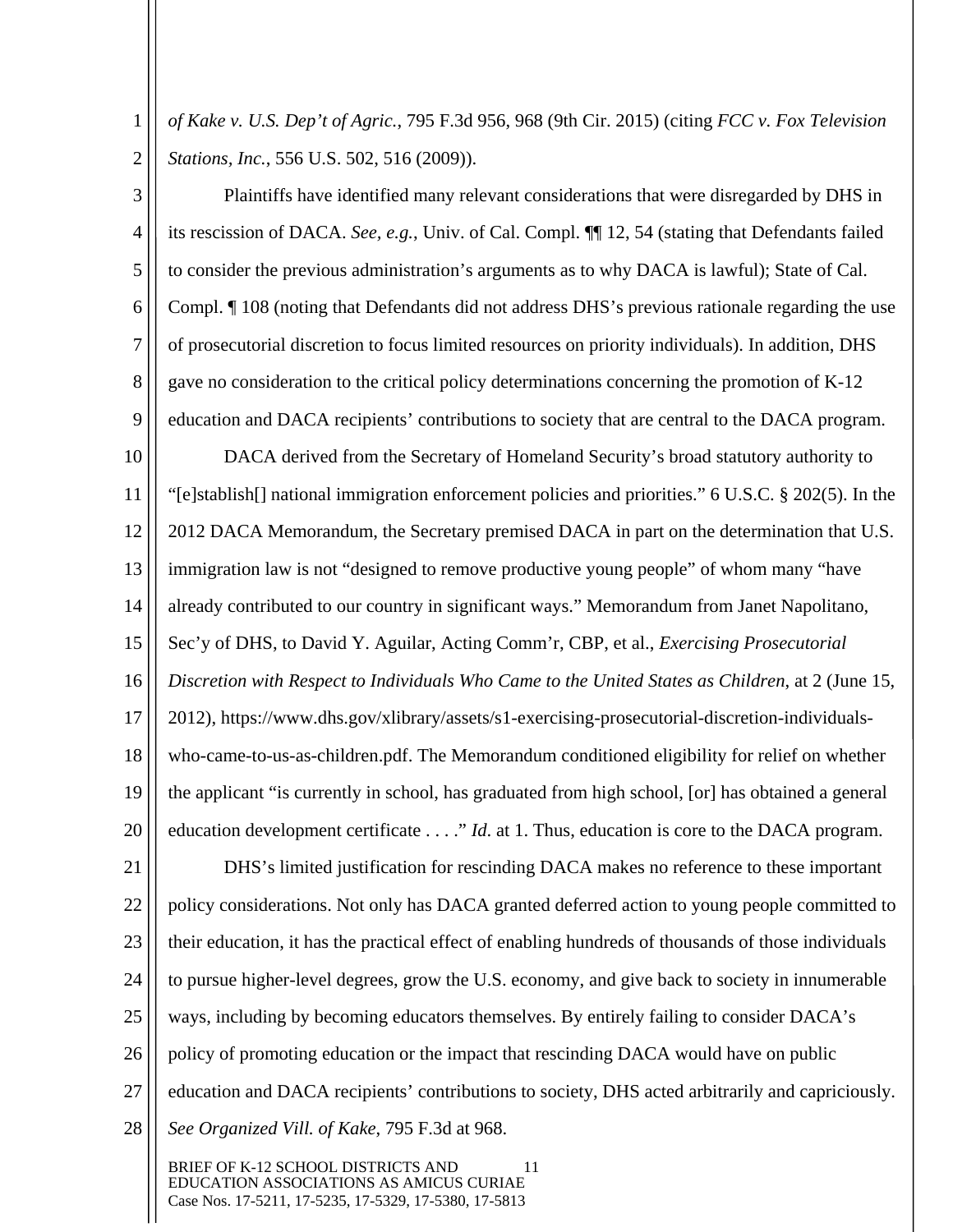*of Kake v. U.S. Dep't of Agric.*, 795 F.3d 956, 968 (9th Cir. 2015) (citing *FCC v. Fox Television Stations, Inc.*, 556 U.S. 502, 516 (2009)).

Plaintiffs have identified many relevant considerations that were disregarded by DHS in its rescission of DACA. *See, e.g.*, Univ. of Cal. Compl. ¶¶ 12, 54 (stating that Defendants failed to consider the previous administration's arguments as to why DACA is lawful); State of Cal. Compl. ¶ 108 (noting that Defendants did not address DHS's previous rationale regarding the use of prosecutorial discretion to focus limited resources on priority individuals). In addition, DHS gave no consideration to the critical policy determinations concerning the promotion of K-12 education and DACA recipients' contributions to society that are central to the DACA program.

DACA derived from the Secretary of Homeland Security's broad statutory authority to "[e]stablish[] national immigration enforcement policies and priorities." 6 U.S.C. § 202(5). In the 2012 DACA Memorandum, the Secretary premised DACA in part on the determination that U.S. immigration law is not "designed to remove productive young people" of whom many "have already contributed to our country in significant ways." Memorandum from Janet Napolitano, Sec'y of DHS, to David Y. Aguilar, Acting Comm'r, CBP, et al., *Exercising Prosecutorial Discretion with Respect to Individuals Who Came to the United States as Children*, at 2 (June 15, 2012), https://www.dhs.gov/xlibrary/assets/s1-exercising-prosecutorial-discretion-individuals-who-came-to-us-as-children.pdf. The Memorandum conditioned eligibility for relief on whether the applicant "is currently in school, has graduated from high school, [or] has obtained a general education development certificate . . . ." *Id.* at 1. Thus, education is core to the DACA program.

DHS's limited justification for rescinding DACA makes no reference to these important policy considerations. Not only has DACA granted deferred action to young people committed to their education, it has the practical effect of enabling hundreds of thousands of those individuals to pursue higher-level degrees, grow the U.S. economy, and give back to society in innumerable ways, including by becoming educators themselves. By entirely failing to consider DACA's policy of promoting education or the impact that rescinding DACA would have on public education and DACA recipients' contributions to society, DHS acted arbitrarily and capriciously. *See Organized Vill. of Kake*, 795 F.3d at 968.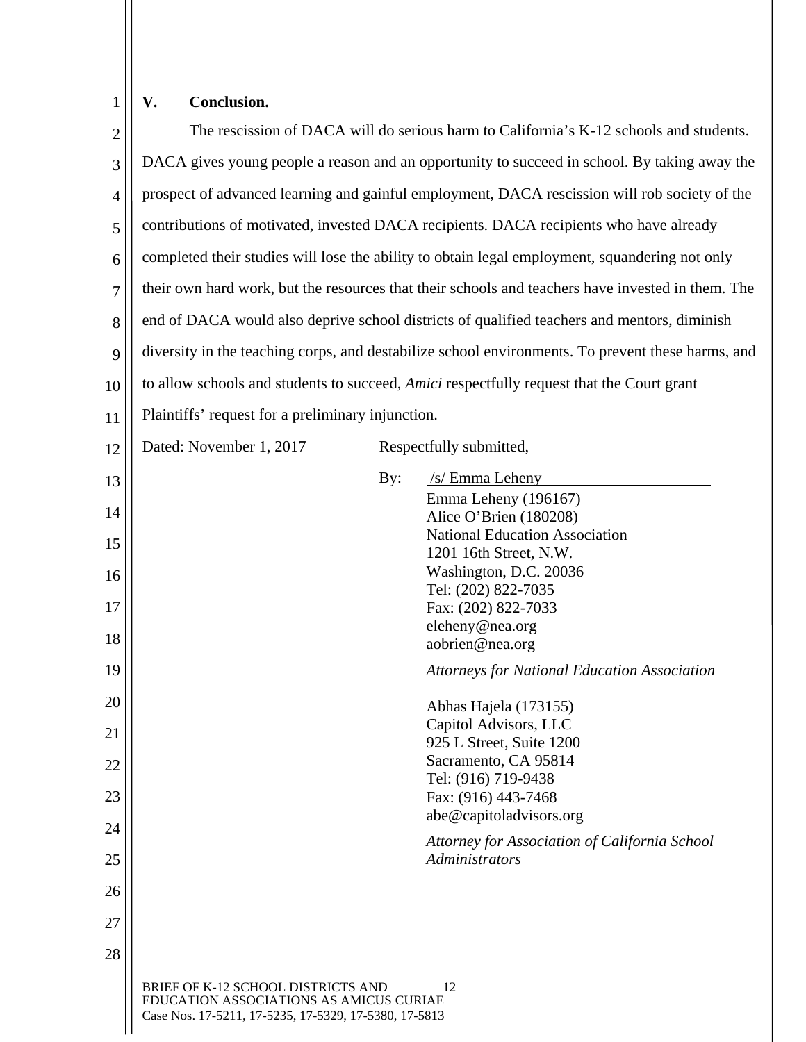## V. Conclusion.

The rescission of DACA will do serious harm to California's K-12 schools and students. DACA gives young people a reason and an opportunity to succeed in school. By taking away the prospect of advanced learning and gainful employment, DACA rescission will rob society of the contributions of motivated, invested DACA recipients. DACA recipients who have already completed their studies will lose the ability to obtain legal employment, squandering not only their own hard work, but the resources that their schools and teachers have invested in them. The end of DACA would also deprive school districts of qualified teachers and mentors, diminish diversity in the teaching corps, and destabilize school environments. To prevent these harms, and to allow schools and students to succeed, *Amici* respectfully request that the Court grant Plaintiffs' request for a preliminary injunction.

Dated: November 1, 2017

Respectfully submitted,

By: /s/ Emma Leheny

Emma Leheny (196167)
Alice O'Brien (180208)
National Education Association
1201 16th Street, N.W.
Washington, D.C. 20036
Tel: (202) 822-7035
Fax: (202) 822-7033
eleheny@nea.org
aobrien@nea.org

*Attorneys for National Education Association*

Abhas Hajela (173155)
Capitol Advisors, LLC
925 L Street, Suite 1200
Sacramento, CA 95814
Tel: (916) 719-9438
Fax: (916) 443-7468
abe@capitoladvisors.org

*Attorney for Association of California School Administrators*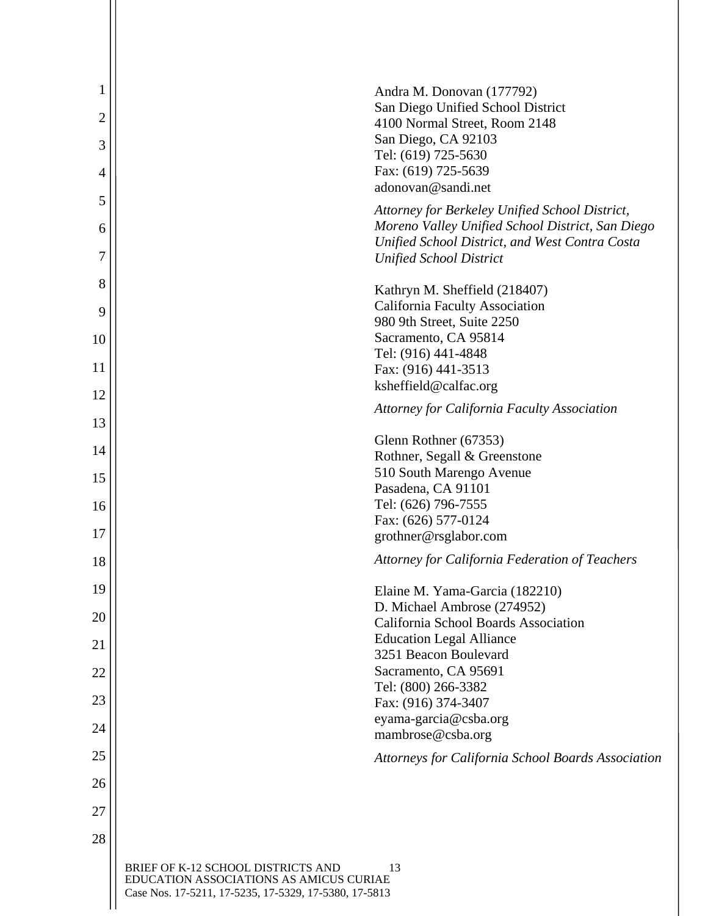Andra M. Donovan (177792)
San Diego Unified School District
4100 Normal Street, Room 2148
San Diego, CA 92103
Tel: (619) 725-5630
Fax: (619) 725-5639
adonovan@sandi.net

*Attorney for Berkeley Unified School District, Moreno Valley Unified School District, San Diego Unified School District, and West Contra Costa Unified School District*

Kathryn M. Sheffield (218407)
California Faculty Association
980 9th Street, Suite 2250
Sacramento, CA 95814
Tel: (916) 441-4848
Fax: (916) 441-3513
ksheffield@calfac.org

*Attorney for California Faculty Association*

Glenn Rothner (67353)
Rothner, Segall & Greenstone
510 South Marengo Avenue
Pasadena, CA 91101
Tel: (626) 796-7555
Fax: (626) 577-0124
grothner@rsglabor.com

*Attorney for California Federation of Teachers*

Elaine M. Yama-Garcia (182210)
D. Michael Ambrose (274952)
California School Boards Association
Education Legal Alliance
3251 Beacon Boulevard
Sacramento, CA 95691
Tel: (800) 266-3382
Fax: (916) 374-3407
eyama-garcia@csba.org
mambrose@csba.org

*Attorneys for California School Boards Association*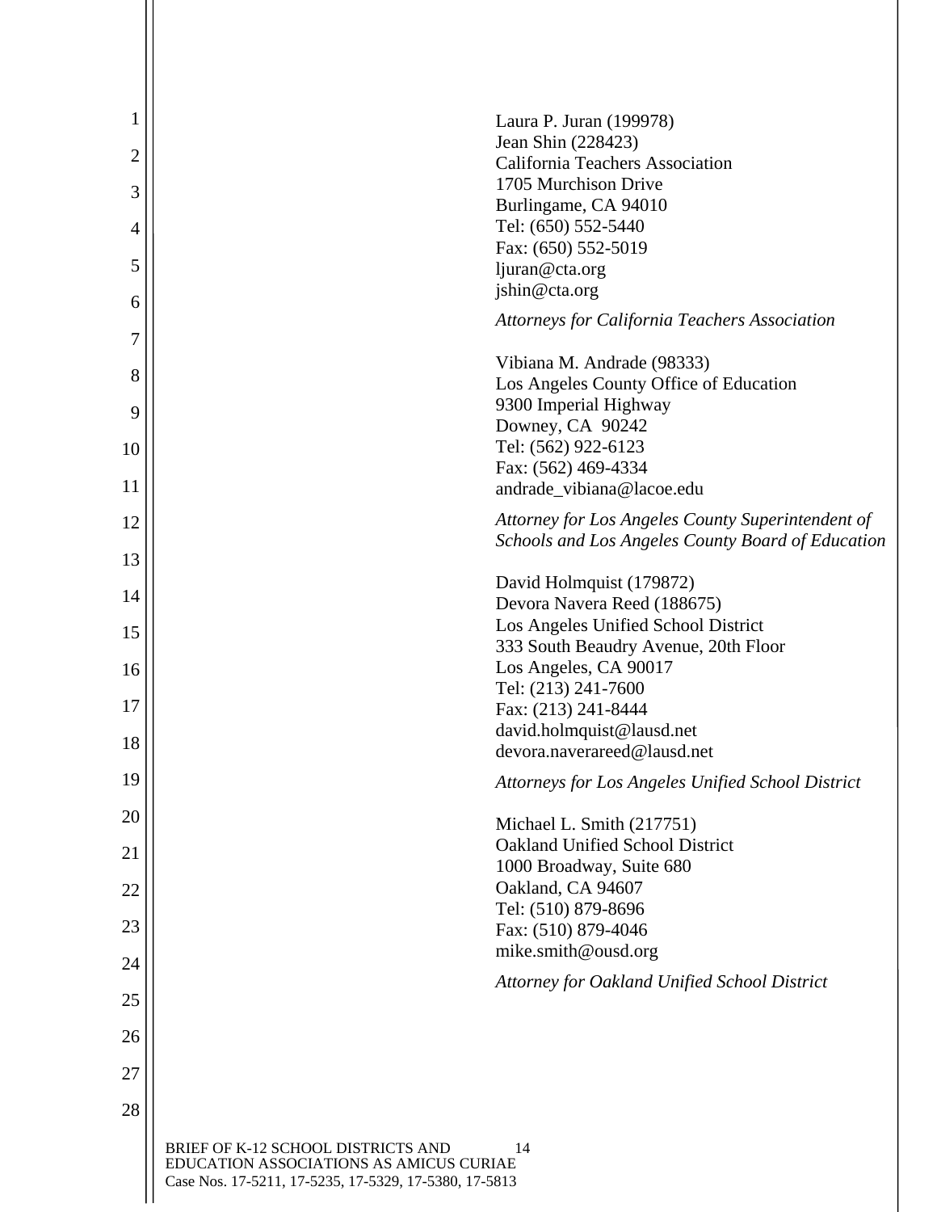Laura P. Juran (199978)
Jean Shin (228423)
California Teachers Association
1705 Murchison Drive
Burlingame, CA 94010
Tel: (650) 552-5440
Fax: (650) 552-5019
ljuran@cta.org
jshin@cta.org

*Attorneys for California Teachers Association*

Vibiana M. Andrade (98333)
Los Angeles County Office of Education
9300 Imperial Highway
Downey, CA 90242
Tel: (562) 922-6123
Fax: (562) 469-4334
andrade_vibiana@lacoe.edu

*Attorney for Los Angeles County Superintendent of Schools and Los Angeles County Board of Education*

David Holmquist (179872)
Devora Navera Reed (188675)
Los Angeles Unified School District
333 South Beaudry Avenue, 20th Floor
Los Angeles, CA 90017
Tel: (213) 241-7600
Fax: (213) 241-8444
david.holmquist@lausd.net
devora.naverareed@lausd.net

*Attorneys for Los Angeles Unified School District*

Michael L. Smith (217751)
Oakland Unified School District
1000 Broadway, Suite 680
Oakland, CA 94607
Tel: (510) 879-8696
Fax: (510) 879-4046
mike.smith@ousd.org

*Attorney for Oakland Unified School District*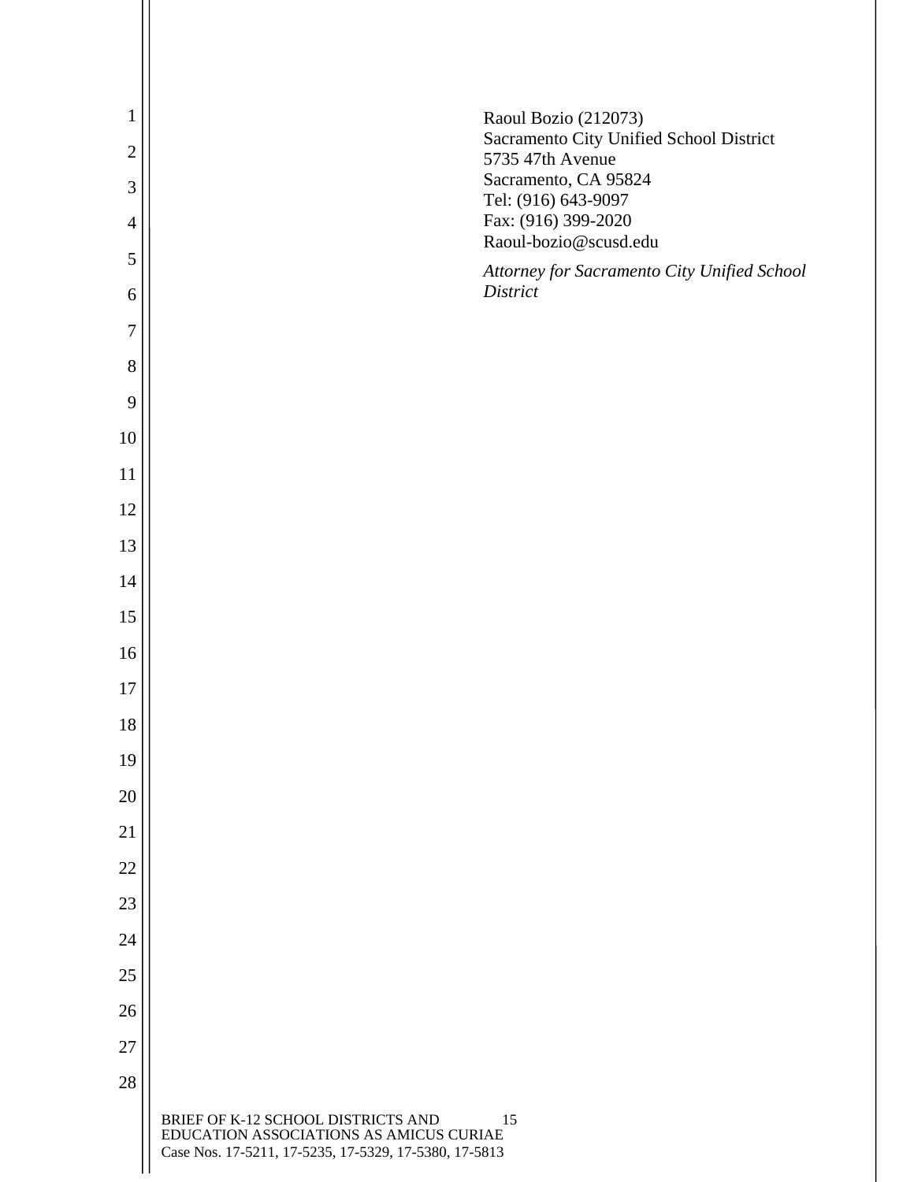Raoul Bozio (212073)
Sacramento City Unified School District
5735 47th Avenue
Sacramento, CA 95824
Tel: (916) 643-9097
Fax: (916) 399-2020
Raoul-bozio@scusd.edu

*Attorney for Sacramento City Unified School District*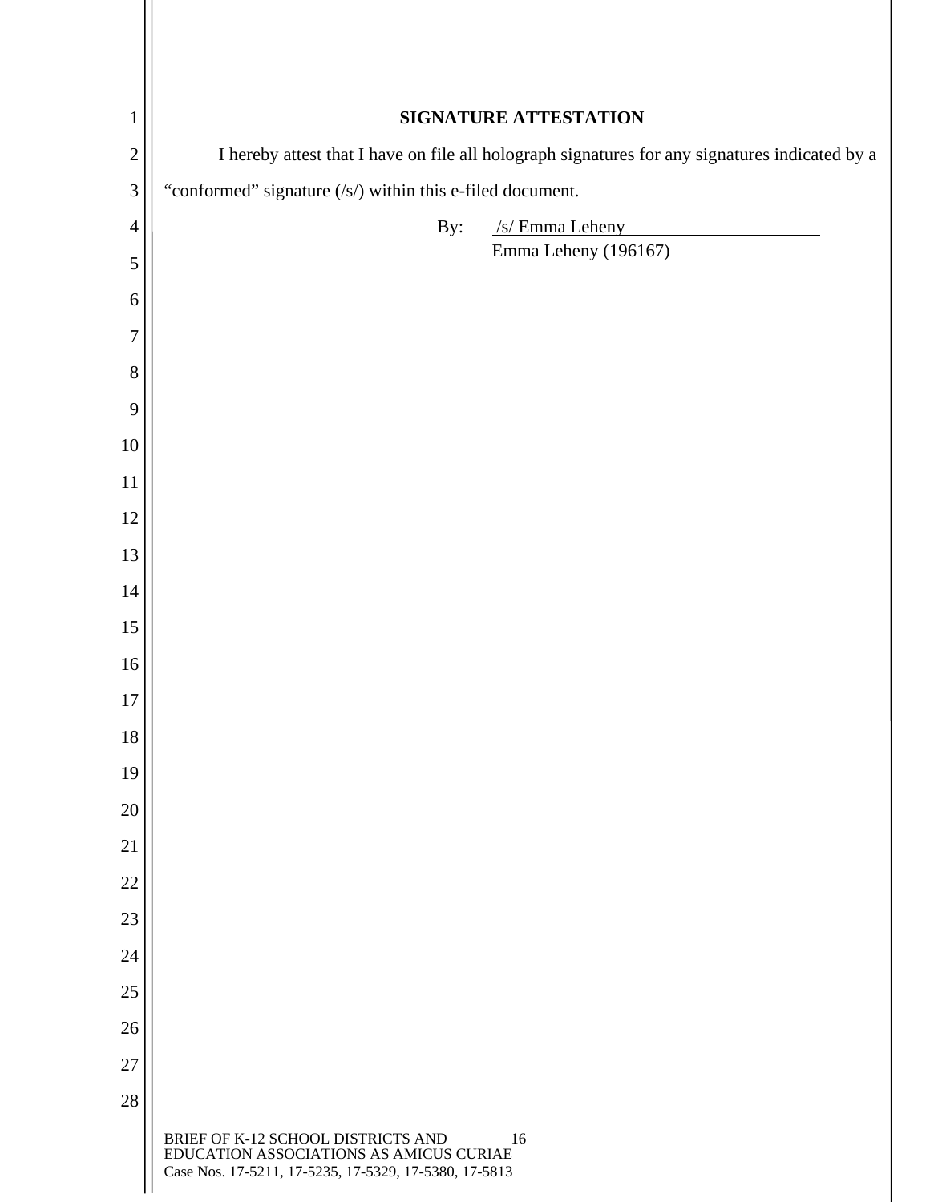## SIGNATURE ATTESTATION

I hereby attest that I have on file all holograph signatures for any signatures indicated by a "conformed" signature (/s/) within this e-filed document.

By: /s/ Emma Leheny
Emma Leheny (196167)